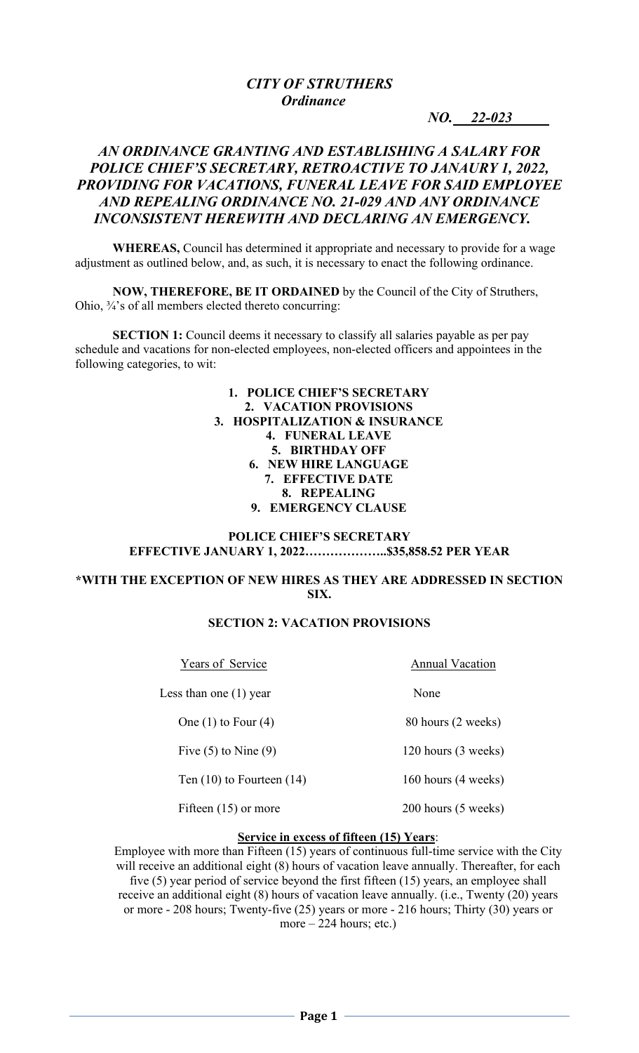# *CITY OF STRUTHERS*
## *Ordinance*

***NO. 22-023***

## *AN ORDINANCE GRANTING AND ESTABLISHING A SALARY FOR POLICE CHIEF'S SECRETARY, RETROACTIVE TO JANAURY 1, 2022, PROVIDING FOR VACATIONS, FUNERAL LEAVE FOR SAID EMPLOYEE AND REPEALING ORDINANCE NO. 21-029 AND ANY ORDINANCE INCONSISTENT HEREWITH AND DECLARING AN EMERGENCY.*

**WHEREAS,** Council has determined it appropriate and necessary to provide for a wage adjustment as outlined below, and, as such, it is necessary to enact the following ordinance.

**NOW, THEREFORE, BE IT ORDAINED** by the Council of the City of Struthers, Ohio, ¾'s of all members elected thereto concurring:

**SECTION 1:** Council deems it necessary to classify all salaries payable as per pay schedule and vacations for non-elected employees, non-elected officers and appointees in the following categories, to wit:

1. **POLICE CHIEF'S SECRETARY**
2. **VACATION PROVISIONS**
3. **HOSPITALIZATION & INSURANCE**
4. **FUNERAL LEAVE**
5. **BIRTHDAY OFF**
6. **NEW HIRE LANGUAGE**
7. **EFFECTIVE DATE**
8. **REPEALING**
9. **EMERGENCY CLAUSE**

**POLICE CHIEF'S SECRETARY**
**EFFECTIVE JANUARY 1, 2022………………..$35,858.52 PER YEAR**

**\*WITH THE EXCEPTION OF NEW HIRES AS THEY ARE ADDRESSED IN SECTION SIX.**

### SECTION 2: VACATION PROVISIONS

| Years of Service | Annual Vacation |
|---|---|
| Less than one (1) year | None |
| One (1) to Four (4) | 80 hours (2 weeks) |
| Five (5) to Nine (9) | 120 hours (3 weeks) |
| Ten (10) to Fourteen (14) | 160 hours (4 weeks) |
| Fifteen (15) or more | 200 hours (5 weeks) |

**<u>Service in excess of fifteen (15) Years</u>**:

Employee with more than Fifteen (15) years of continuous full-time service with the City will receive an additional eight (8) hours of vacation leave annually. Thereafter, for each five (5) year period of service beyond the first fifteen (15) years, an employee shall receive an additional eight (8) hours of vacation leave annually. (i.e., Twenty (20) years or more - 208 hours; Twenty-five (25) years or more - 216 hours; Thirty (30) years or more – 224 hours; etc.)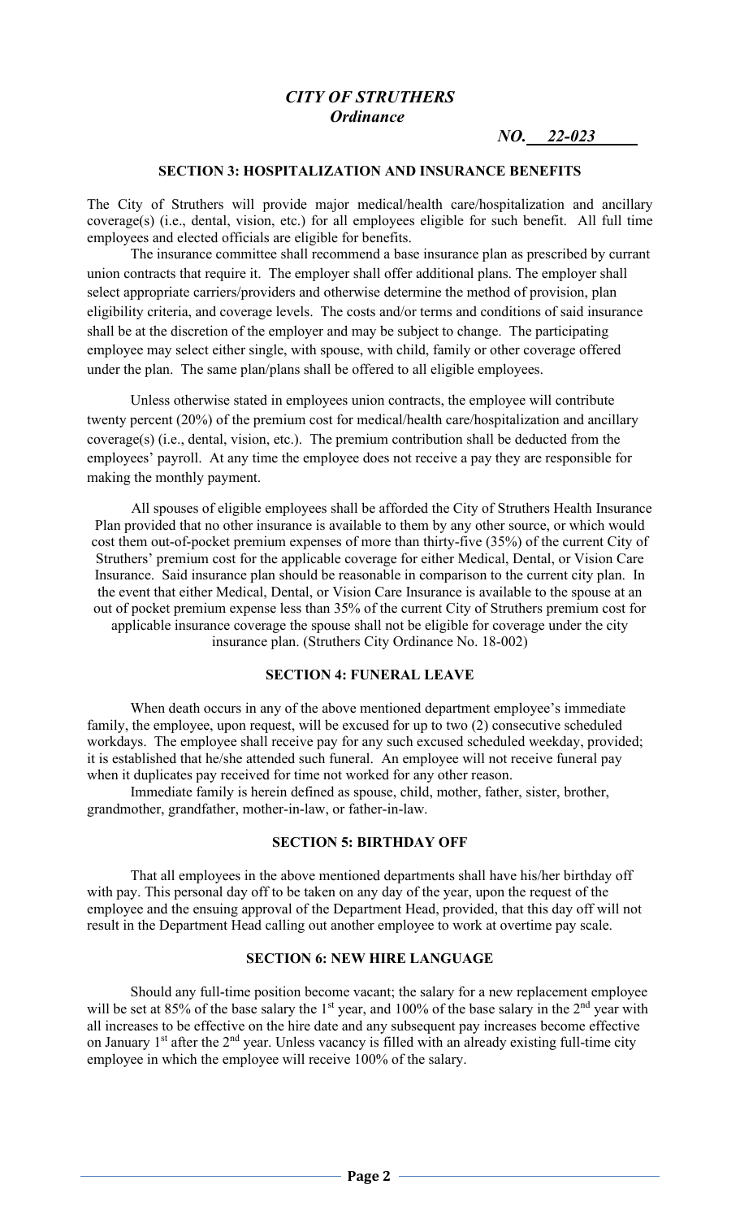*CITY OF STRUTHERS*
*Ordinance*

*NO. 22-023*

**SECTION 3: HOSPITALIZATION AND INSURANCE BENEFITS**

The City of Struthers will provide major medical/health care/hospitalization and ancillary coverage(s) (i.e., dental, vision, etc.) for all employees eligible for such benefit. All full time employees and elected officials are eligible for benefits.

The insurance committee shall recommend a base insurance plan as prescribed by currant union contracts that require it. The employer shall offer additional plans. The employer shall select appropriate carriers/providers and otherwise determine the method of provision, plan eligibility criteria, and coverage levels. The costs and/or terms and conditions of said insurance shall be at the discretion of the employer and may be subject to change. The participating employee may select either single, with spouse, with child, family or other coverage offered under the plan. The same plan/plans shall be offered to all eligible employees.

Unless otherwise stated in employees union contracts, the employee will contribute twenty percent (20%) of the premium cost for medical/health care/hospitalization and ancillary coverage(s) (i.e., dental, vision, etc.). The premium contribution shall be deducted from the employees' payroll. At any time the employee does not receive a pay they are responsible for making the monthly payment.

All spouses of eligible employees shall be afforded the City of Struthers Health Insurance Plan provided that no other insurance is available to them by any other source, or which would cost them out-of-pocket premium expenses of more than thirty-five (35%) of the current City of Struthers' premium cost for the applicable coverage for either Medical, Dental, or Vision Care Insurance. Said insurance plan should be reasonable in comparison to the current city plan. In the event that either Medical, Dental, or Vision Care Insurance is available to the spouse at an out of pocket premium expense less than 35% of the current City of Struthers premium cost for applicable insurance coverage the spouse shall not be eligible for coverage under the city insurance plan. (Struthers City Ordinance No. 18-002)

**SECTION 4: FUNERAL LEAVE**

When death occurs in any of the above mentioned department employee's immediate family, the employee, upon request, will be excused for up to two (2) consecutive scheduled workdays. The employee shall receive pay for any such excused scheduled weekday, provided; it is established that he/she attended such funeral. An employee will not receive funeral pay when it duplicates pay received for time not worked for any other reason.

Immediate family is herein defined as spouse, child, mother, father, sister, brother, grandmother, grandfather, mother-in-law, or father-in-law.

**SECTION 5: BIRTHDAY OFF**

That all employees in the above mentioned departments shall have his/her birthday off with pay. This personal day off to be taken on any day of the year, upon the request of the employee and the ensuing approval of the Department Head, provided, that this day off will not result in the Department Head calling out another employee to work at overtime pay scale.

**SECTION 6: NEW HIRE LANGUAGE**

Should any full-time position become vacant; the salary for a new replacement employee will be set at 85% of the base salary the 1st year, and 100% of the base salary in the 2nd year with all increases to be effective on the hire date and any subsequent pay increases become effective on January 1st after the 2nd year. Unless vacancy is filled with an already existing full-time city employee in which the employee will receive 100% of the salary.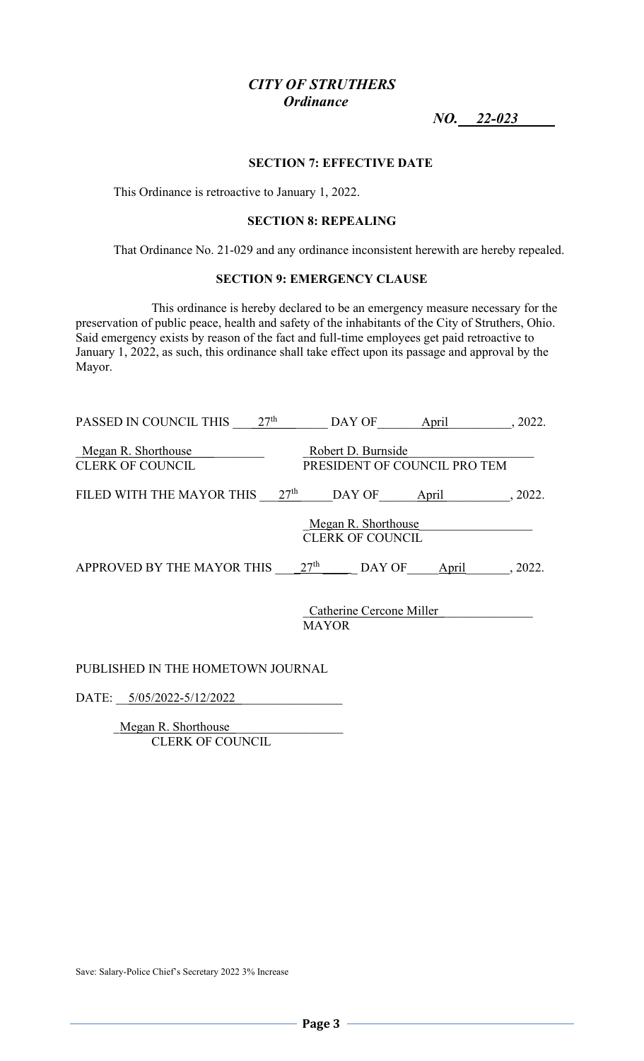*CITY OF STRUTHERS*
***Ordinance***

***NO. 22-023***

**SECTION 7: EFFECTIVE DATE**

This Ordinance is retroactive to January 1, 2022.

**SECTION 8: REPEALING**

That Ordinance No. 21-029 and any ordinance inconsistent herewith are hereby repealed.

**SECTION 9: EMERGENCY CLAUSE**

This ordinance is hereby declared to be an emergency measure necessary for the preservation of public peace, health and safety of the inhabitants of the City of Struthers, Ohio. Said emergency exists by reason of the fact and full-time employees get paid retroactive to January 1, 2022, as such, this ordinance shall take effect upon its passage and approval by the Mayor.

PASSED IN COUNCIL THIS 27th DAY OF April, 2022.

Megan R. Shorthouse
CLERK OF COUNCIL

Robert D. Burnside
PRESIDENT OF COUNCIL PRO TEM

FILED WITH THE MAYOR THIS 27th DAY OF April, 2022.

Megan R. Shorthouse
CLERK OF COUNCIL

APPROVED BY THE MAYOR THIS 27th DAY OF April, 2022.

Catherine Cercone Miller
MAYOR

PUBLISHED IN THE HOMETOWN JOURNAL

DATE: 5/05/2022-5/12/2022

Megan R. Shorthouse
CLERK OF COUNCIL

Save: Salary-Police Chief's Secretary 2022 3% Increase